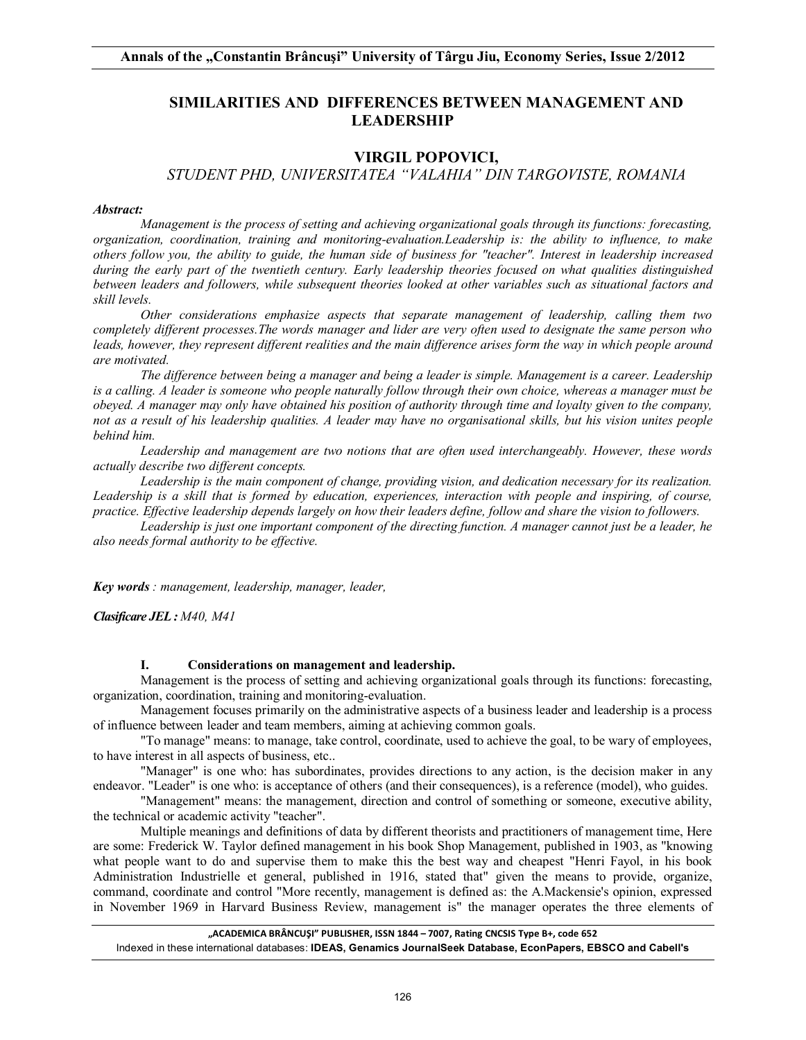# SIMILARITIES AND DIFFERENCES BETWEEN MANAGEMENT AND LEADERSHIP

## VIRGIL POPOVICI,

*STUDENT PHD, UNIVERSITATEA "VALAHIA" DIN TARGOVISTE, ROMANIA*

***Abstract:***

*Management is the process of setting and achieving organizational goals through its functions: forecasting, organization, coordination, training and monitoring-evaluation.Leadership is: the ability to influence, to make others follow you, the ability to guide, the human side of business for "teacher". Interest in leadership increased during the early part of the twentieth century. Early leadership theories focused on what qualities distinguished between leaders and followers, while subsequent theories looked at other variables such as situational factors and skill levels.*

*Other considerations emphasize aspects that separate management of leadership, calling them two completely different processes.The words manager and lider are very often used to designate the same person who leads, however, they represent different realities and the main difference arises form the way in which people around are motivated.*

*The difference between being a manager and being a leader is simple. Management is a career. Leadership is a calling. A leader is someone who people naturally follow through their own choice, whereas a manager must be obeyed. A manager may only have obtained his position of authority through time and loyalty given to the company, not as a result of his leadership qualities. A leader may have no organisational skills, but his vision unites people behind him.*

*Leadership and management are two notions that are often used interchangeably. However, these words actually describe two different concepts.*

*Leadership is the main component of change, providing vision, and dedication necessary for its realization. Leadership is a skill that is formed by education, experiences, interaction with people and inspiring, of course, practice. Effective leadership depends largely on how their leaders define, follow and share the vision to followers.*

*Leadership is just one important component of the directing function. A manager cannot just be a leader, he also needs formal authority to be effective.*

***Key words** : management, leadership, manager, leader,*

***Clasificare JEL :** M40, M41*

### I. Considerations on management and leadership.

Management is the process of setting and achieving organizational goals through its functions: forecasting, organization, coordination, training and monitoring-evaluation.

Management focuses primarily on the administrative aspects of a business leader and leadership is a process of influence between leader and team members, aiming at achieving common goals.

"To manage" means: to manage, take control, coordinate, used to achieve the goal, to be wary of employees, to have interest in all aspects of business, etc..

"Manager" is one who: has subordinates, provides directions to any action, is the decision maker in any endeavor. "Leader" is one who: is acceptance of others (and their consequences), is a reference (model), who guides.

"Management" means: the management, direction and control of something or someone, executive ability, the technical or academic activity "teacher".

Multiple meanings and definitions of data by different theorists and practitioners of management time, Here are some: Frederick W. Taylor defined management in his book Shop Management, published in 1903, as "knowing what people want to do and supervise them to make this the best way and cheapest "Henri Fayol, in his book Administration Industrielle et general, published in 1916, stated that" given the means to provide, organize, command, coordinate and control "More recently, management is defined as: the A.Mackensie's opinion, expressed in November 1969 in Harvard Business Review, management is" the manager operates the three elements of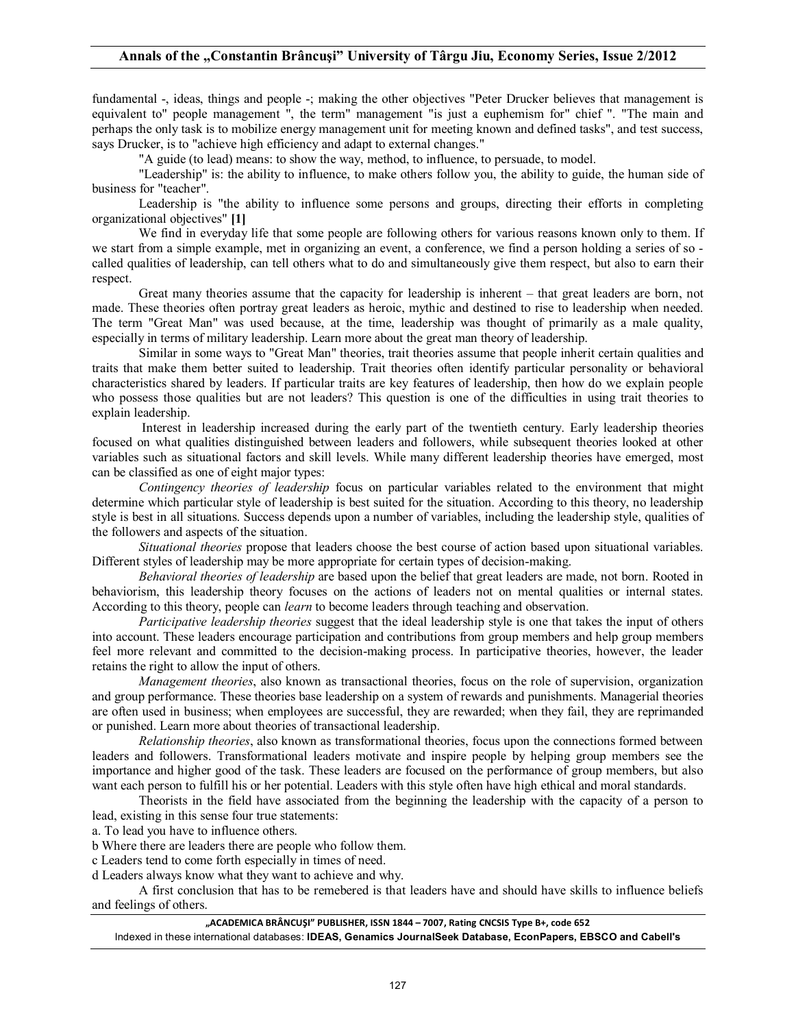fundamental -, ideas, things and people -; making the other objectives "Peter Drucker believes that management is equivalent to" people management ", the term" management "is just a euphemism for" chief ". "The main and perhaps the only task is to mobilize energy management unit for meeting known and defined tasks", and test success, says Drucker, is to "achieve high efficiency and adapt to external changes."

"A guide (to lead) means: to show the way, method, to influence, to persuade, to model.

"Leadership" is: the ability to influence, to make others follow you, the ability to guide, the human side of business for "teacher".

Leadership is "the ability to influence some persons and groups, directing their efforts in completing organizational objectives" **[1]**

We find in everyday life that some people are following others for various reasons known only to them. If we start from a simple example, met in organizing an event, a conference, we find a person holding a series of so - called qualities of leadership, can tell others what to do and simultaneously give them respect, but also to earn their respect.

Great many theories assume that the capacity for leadership is inherent – that great leaders are born, not made. These theories often portray great leaders as heroic, mythic and destined to rise to leadership when needed. The term "Great Man" was used because, at the time, leadership was thought of primarily as a male quality, especially in terms of military leadership. Learn more about the great man theory of leadership.

Similar in some ways to "Great Man" theories, trait theories assume that people inherit certain qualities and traits that make them better suited to leadership. Trait theories often identify particular personality or behavioral characteristics shared by leaders. If particular traits are key features of leadership, then how do we explain people who possess those qualities but are not leaders? This question is one of the difficulties in using trait theories to explain leadership.

Interest in leadership increased during the early part of the twentieth century. Early leadership theories focused on what qualities distinguished between leaders and followers, while subsequent theories looked at other variables such as situational factors and skill levels. While many different leadership theories have emerged, most can be classified as one of eight major types:

*Contingency theories of leadership* focus on particular variables related to the environment that might determine which particular style of leadership is best suited for the situation. According to this theory, no leadership style is best in all situations. Success depends upon a number of variables, including the leadership style, qualities of the followers and aspects of the situation.

*Situational theories* propose that leaders choose the best course of action based upon situational variables. Different styles of leadership may be more appropriate for certain types of decision-making.

*Behavioral theories of leadership* are based upon the belief that great leaders are made, not born. Rooted in behaviorism, this leadership theory focuses on the actions of leaders not on mental qualities or internal states. According to this theory, people can *learn* to become leaders through teaching and observation.

*Participative leadership theories* suggest that the ideal leadership style is one that takes the input of others into account. These leaders encourage participation and contributions from group members and help group members feel more relevant and committed to the decision-making process. In participative theories, however, the leader retains the right to allow the input of others.

*Management theories*, also known as transactional theories, focus on the role of supervision, organization and group performance. These theories base leadership on a system of rewards and punishments. Managerial theories are often used in business; when employees are successful, they are rewarded; when they fail, they are reprimanded or punished. Learn more about theories of transactional leadership.

*Relationship theories*, also known as transformational theories, focus upon the connections formed between leaders and followers. Transformational leaders motivate and inspire people by helping group members see the importance and higher good of the task. These leaders are focused on the performance of group members, but also want each person to fulfill his or her potential. Leaders with this style often have high ethical and moral standards.

Theorists in the field have associated from the beginning the leadership with the capacity of a person to lead, existing in this sense four true statements:

a. To lead you have to influence others.

b Where there are leaders there are people who follow them.

c Leaders tend to come forth especially in times of need.

d Leaders always know what they want to achieve and why.

A first conclusion that has to be remebered is that leaders have and should have skills to influence beliefs and feelings of others.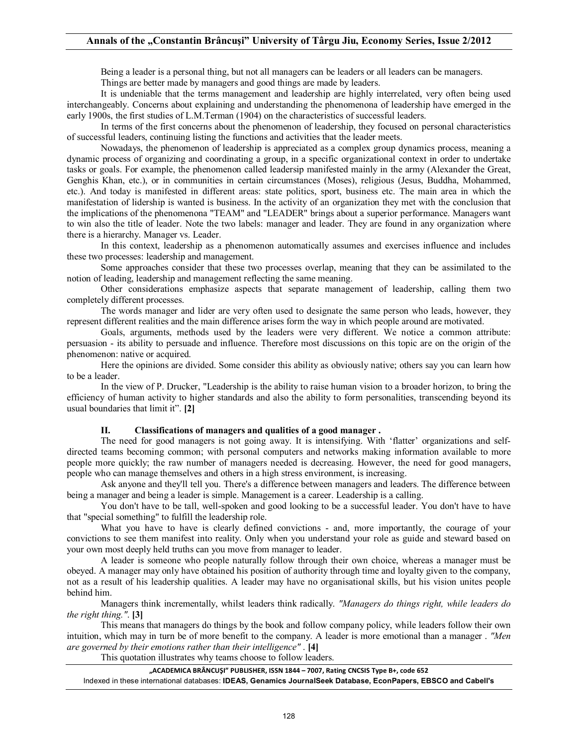Being a leader is a personal thing, but not all managers can be leaders or all leaders can be managers.

Things are better made by managers and good things are made by leaders.

It is undeniable that the terms management and leadership are highly interrelated, very often being used interchangeably. Concerns about explaining and understanding the phenomenona of leadership have emerged in the early 1900s, the first studies of L.M.Terman (1904) on the characteristics of successful leaders.

In terms of the first concerns about the phenomenon of leadership, they focused on personal characteristics of successful leaders, continuing listing the functions and activities that the leader meets.

Nowadays, the phenomenon of leadership is appreciated as a complex group dynamics process, meaning a dynamic process of organizing and coordinating a group, in a specific organizational context in order to undertake tasks or goals. For example, the phenomenon called leadersip manifested mainly in the army (Alexander the Great, Genghis Khan, etc.), or in communities in certain circumstances (Moses), religious (Jesus, Buddha, Mohammed, etc.). And today is manifested in different areas: state politics, sport, business etc. The main area in which the manifestation of lidership is wanted is business. In the activity of an organization they met with the conclusion that the implications of the phenomenona "TEAM" and "LEADER" brings about a superior performance. Managers want to win also the title of leader. Note the two labels: manager and leader. They are found in any organization where there is a hierarchy. Manager vs. Leader.

In this context, leadership as a phenomenon automatically assumes and exercises influence and includes these two processes: leadership and management.

Some approaches consider that these two processes overlap, meaning that they can be assimilated to the notion of leading, leadership and management reflecting the same meaning.

Other considerations emphasize aspects that separate management of leadership, calling them two completely different processes.

The words manager and lider are very often used to designate the same person who leads, however, they represent different realities and the main difference arises form the way in which people around are motivated.

Goals, arguments, methods used by the leaders were very different. We notice a common attribute: persuasion - its ability to persuade and influence. Therefore most discussions on this topic are on the origin of the phenomenon: native or acquired.

Here the opinions are divided. Some consider this ability as obviously native; others say you can learn how to be a leader.

In the view of P. Drucker, "Leadership is the ability to raise human vision to a broader horizon, to bring the efficiency of human activity to higher standards and also the ability to form personalities, transcending beyond its usual boundaries that limit it". **[2]**

## II. Classifications of managers and qualities of a good manager .

The need for good managers is not going away. It is intensifying. With 'flatter' organizations and self-directed teams becoming common; with personal computers and networks making information available to more people more quickly; the raw number of managers needed is decreasing. However, the need for good managers, people who can manage themselves and others in a high stress environment, is increasing.

Ask anyone and they'll tell you. There's a difference between managers and leaders. The difference between being a manager and being a leader is simple. Management is a career. Leadership is a calling.

You don't have to be tall, well-spoken and good looking to be a successful leader. You don't have to have that "special something" to fulfill the leadership role.

What you have to have is clearly defined convictions - and, more importantly, the courage of your convictions to see them manifest into reality. Only when you understand your role as guide and steward based on your own most deeply held truths can you move from manager to leader.

A leader is someone who people naturally follow through their own choice, whereas a manager must be obeyed. A manager may only have obtained his position of authority through time and loyalty given to the company, not as a result of his leadership qualities. A leader may have no organisational skills, but his vision unites people behind him.

Managers think incrementally, whilst leaders think radically. *"Managers do things right, while leaders do the right thing."*. **[3]**

This means that managers do things by the book and follow company policy, while leaders follow their own intuition, which may in turn be of more benefit to the company. A leader is more emotional than a manager . *"Men are governed by their emotions rather than their intelligence"* . **[4]**

This quotation illustrates why teams choose to follow leaders.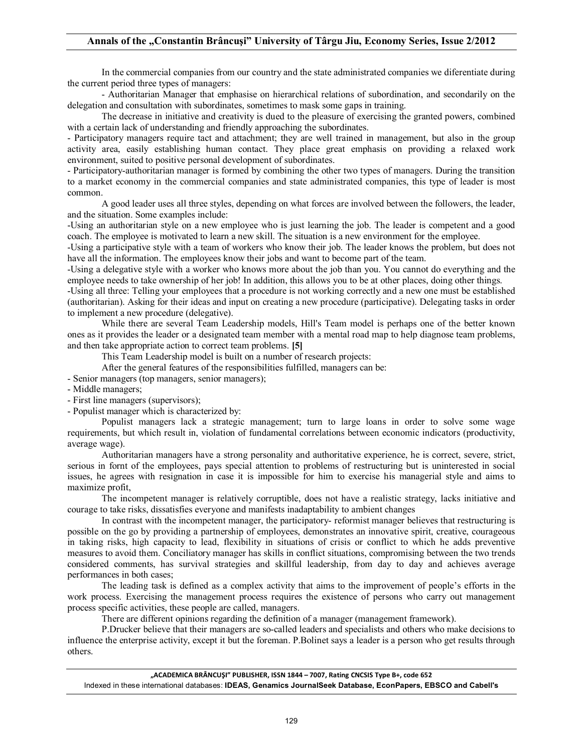In the commercial companies from our country and the state administrated companies we diferentiate during the current period three types of managers:

- Authoritarian Manager that emphasise on hierarchical relations of subordination, and secondarily on the delegation and consultation with subordinates, sometimes to mask some gaps in training.

The decrease in initiative and creativity is dued to the pleasure of exercising the granted powers, combined with a certain lack of understanding and friendly approaching the subordinates.

- Participatory managers require tact and attachment; they are well trained in management, but also in the group activity area, easily establishing human contact. They place great emphasis on providing a relaxed work environment, suited to positive personal development of subordinates.
- Participatory-authoritarian manager is formed by combining the other two types of managers. During the transition to a market economy in the commercial companies and state administrated companies, this type of leader is most common.

A good leader uses all three styles, depending on what forces are involved between the followers, the leader, and the situation. Some examples include:

-Using an authoritarian style on a new employee who is just learning the job. The leader is competent and a good coach. The employee is motivated to learn a new skill. The situation is a new environment for the employee.

-Using a participative style with a team of workers who know their job. The leader knows the problem, but does not have all the information. The employees know their jobs and want to become part of the team.

-Using a delegative style with a worker who knows more about the job than you. You cannot do everything and the employee needs to take ownership of her job! In addition, this allows you to be at other places, doing other things.

-Using all three: Telling your employees that a procedure is not working correctly and a new one must be established (authoritarian). Asking for their ideas and input on creating a new procedure (participative). Delegating tasks in order to implement a new procedure (delegative).

While there are several Team Leadership models, Hill's Team model is perhaps one of the better known ones as it provides the leader or a designated team member with a mental road map to help diagnose team problems, and then take appropriate action to correct team problems. **[5]**

This Team Leadership model is built on a number of research projects:

After the general features of the responsibilities fulfilled, managers can be:

- Senior managers (top managers, senior managers);
- Middle managers;
- First line managers (supervisors);
- Populist manager which is characterized by:

Populist managers lack a strategic management; turn to large loans in order to solve some wage requirements, but which result in, violation of fundamental correlations between economic indicators (productivity, average wage).

Authoritarian managers have a strong personality and authoritative experience, he is correct, severe, strict, serious in fornt of the employees, pays special attention to problems of restructuring but is uninterested in social issues, he agrees with resignation in case it is impossible for him to exercise his managerial style and aims to maximize profit,

The incompetent manager is relatively corruptible, does not have a realistic strategy, lacks initiative and courage to take risks, dissatisfies everyone and manifests inadaptability to ambient changes

In contrast with the incompetent manager, the participatory- reformist manager believes that restructuring is possible on the go by providing a partnership of employees, demonstrates an innovative spirit, creative, courageous in taking risks, high capacity to lead, flexibility in situations of crisis or conflict to which he adds preventive measures to avoid them. Conciliatory manager has skills in conflict situations, compromising between the two trends considered comments, has survival strategies and skillful leadership, from day to day and achieves average performances in both cases;

The leading task is defined as a complex activity that aims to the improvement of people's efforts in the work process. Exercising the management process requires the existence of persons who carry out management process specific activities, these people are called, managers.

There are different opinions regarding the definition of a manager (management framework).

P.Drucker believe that their managers are so-called leaders and specialists and others who make decisions to influence the enterprise activity, except it but the foreman. P.Bolinet says a leader is a person who get results through others.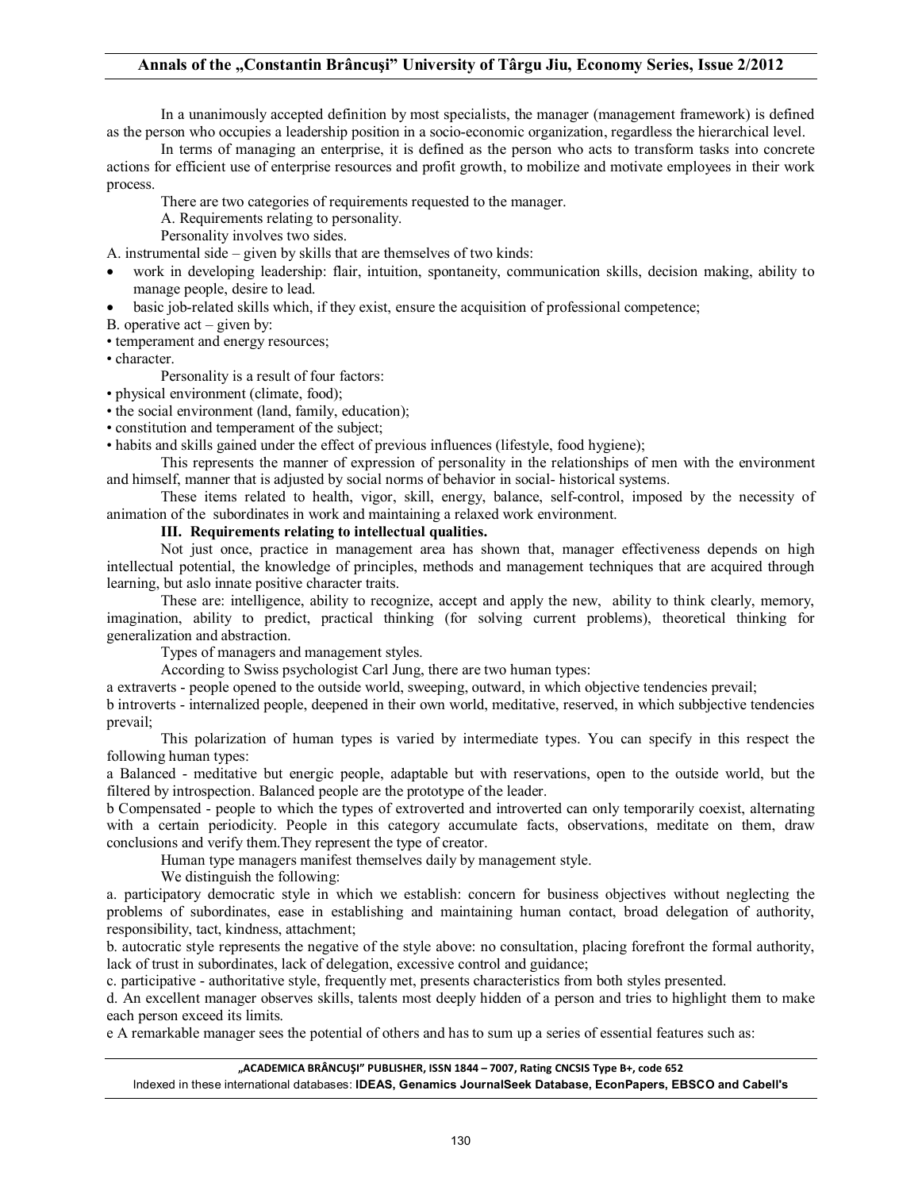In a unanimously accepted definition by most specialists, the manager (management framework) is defined as the person who occupies a leadership position in a socio-economic organization, regardless the hierarchical level.

In terms of managing an enterprise, it is defined as the person who acts to transform tasks into concrete actions for efficient use of enterprise resources and profit growth, to mobilize and motivate employees in their work process.

There are two categories of requirements requested to the manager.

A. Requirements relating to personality.

Personality involves two sides.

A. instrumental side – given by skills that are themselves of two kinds:

- work in developing leadership: flair, intuition, spontaneity, communication skills, decision making, ability to manage people, desire to lead.
- basic job-related skills which, if they exist, ensure the acquisition of professional competence;

B. operative act – given by:

- temperament and energy resources;
- character.

Personality is a result of four factors:

- physical environment (climate, food);
- the social environment (land, family, education);
- constitution and temperament of the subject;
- habits and skills gained under the effect of previous influences (lifestyle, food hygiene);

This represents the manner of expression of personality in the relationships of men with the environment and himself, manner that is adjusted by social norms of behavior in social- historical systems.

These items related to health, vigor, skill, energy, balance, self-control, imposed by the necessity of animation of the subordinates in work and maintaining a relaxed work environment.

**III. Requirements relating to intellectual qualities.**

Not just once, practice in management area has shown that, manager effectiveness depends on high intellectual potential, the knowledge of principles, methods and management techniques that are acquired through learning, but aslo innate positive character traits.

These are: intelligence, ability to recognize, accept and apply the new, ability to think clearly, memory, imagination, ability to predict, practical thinking (for solving current problems), theoretical thinking for generalization and abstraction.

Types of managers and management styles.

According to Swiss psychologist Carl Jung, there are two human types:

a extraverts - people opened to the outside world, sweeping, outward, in which objective tendencies prevail;

b introverts - internalized people, deepened in their own world, meditative, reserved, in which subbjective tendencies prevail;

This polarization of human types is varied by intermediate types. You can specify in this respect the following human types:

a Balanced - meditative but energic people, adaptable but with reservations, open to the outside world, but the filtered by introspection. Balanced people are the prototype of the leader.

b Compensated - people to which the types of extroverted and introverted can only temporarily coexist, alternating with a certain periodicity. People in this category accumulate facts, observations, meditate on them, draw conclusions and verify them.They represent the type of creator.

Human type managers manifest themselves daily by management style.

We distinguish the following:

a. participatory democratic style in which we establish: concern for business objectives without neglecting the problems of subordinates, ease in establishing and maintaining human contact, broad delegation of authority, responsibility, tact, kindness, attachment;

b. autocratic style represents the negative of the style above: no consultation, placing forefront the formal authority, lack of trust in subordinates, lack of delegation, excessive control and guidance;

c. participative - authoritative style, frequently met, presents characteristics from both styles presented.

d. An excellent manager observes skills, talents most deeply hidden of a person and tries to highlight them to make each person exceed its limits.

e A remarkable manager sees the potential of others and has to sum up a series of essential features such as: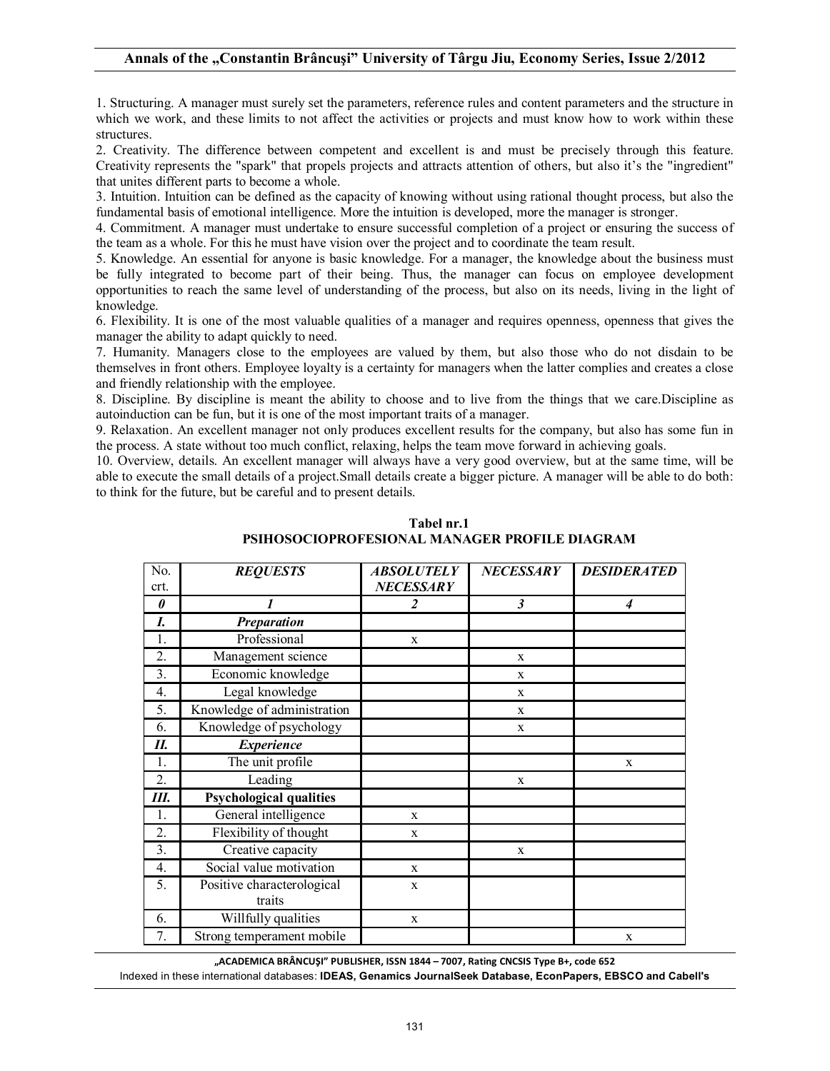1. Structuring. A manager must surely set the parameters, reference rules and content parameters and the structure in which we work, and these limits to not affect the activities or projects and must know how to work within these structures.

2. Creativity. The difference between competent and excellent is and must be precisely through this feature. Creativity represents the "spark" that propels projects and attracts attention of others, but also it's the "ingredient" that unites different parts to become a whole.

3. Intuition. Intuition can be defined as the capacity of knowing without using rational thought process, but also the fundamental basis of emotional intelligence. More the intuition is developed, more the manager is stronger.

4. Commitment. A manager must undertake to ensure successful completion of a project or ensuring the success of the team as a whole. For this he must have vision over the project and to coordinate the team result.

5. Knowledge. An essential for anyone is basic knowledge. For a manager, the knowledge about the business must be fully integrated to become part of their being. Thus, the manager can focus on employee development opportunities to reach the same level of understanding of the process, but also on its needs, living in the light of knowledge.

6. Flexibility. It is one of the most valuable qualities of a manager and requires openness, openness that gives the manager the ability to adapt quickly to need.

7. Humanity. Managers close to the employees are valued by them, but also those who do not disdain to be themselves in front others. Employee loyalty is a certainty for managers when the latter complies and creates a close and friendly relationship with the employee.

8. Discipline. By discipline is meant the ability to choose and to live from the things that we care.Discipline as autoinduction can be fun, but it is one of the most important traits of a manager.

9. Relaxation. An excellent manager not only produces excellent results for the company, but also has some fun in the process. A state without too much conflict, relaxing, helps the team move forward in achieving goals.

10. Overview, details. An excellent manager will always have a very good overview, but at the same time, will be able to execute the small details of a project.Small details create a bigger picture. A manager will be able to do both: to think for the future, but be careful and to present details.

**Tabel nr.1**
**PSIHOSOCIOPROFESIONAL MANAGER PROFILE DIAGRAM**

| No. crt. | *REQUESTS* | *ABSOLUTELY NECESSARY* | *NECESSARY* | *DESIDERATED* |
|---|---|---|---|---|
| *0* | *1* | *2* | *3* | *4* |
| *I.* | ***Preparation*** | | | |
| 1. | Professional | x | | |
| 2. | Management science | | x | |
| 3. | Economic knowledge | | x | |
| 4. | Legal knowledge | | x | |
| 5. | Knowledge of administration | | x | |
| 6. | Knowledge of psychology | | x | |
| *II.* | ***Experience*** | | | |
| 1. | The unit profile | | | x |
| 2. | Leading | | x | |
| *III.* | **Psychological qualities** | | | |
| 1. | General intelligence | x | | |
| 2. | Flexibility of thought | x | | |
| 3. | Creative capacity | | x | |
| 4. | Social value motivation | x | | |
| 5. | Positive characterological traits | x | | |
| 6. | Willfully qualities | x | | |
| 7. | Strong temperament mobile | | | x |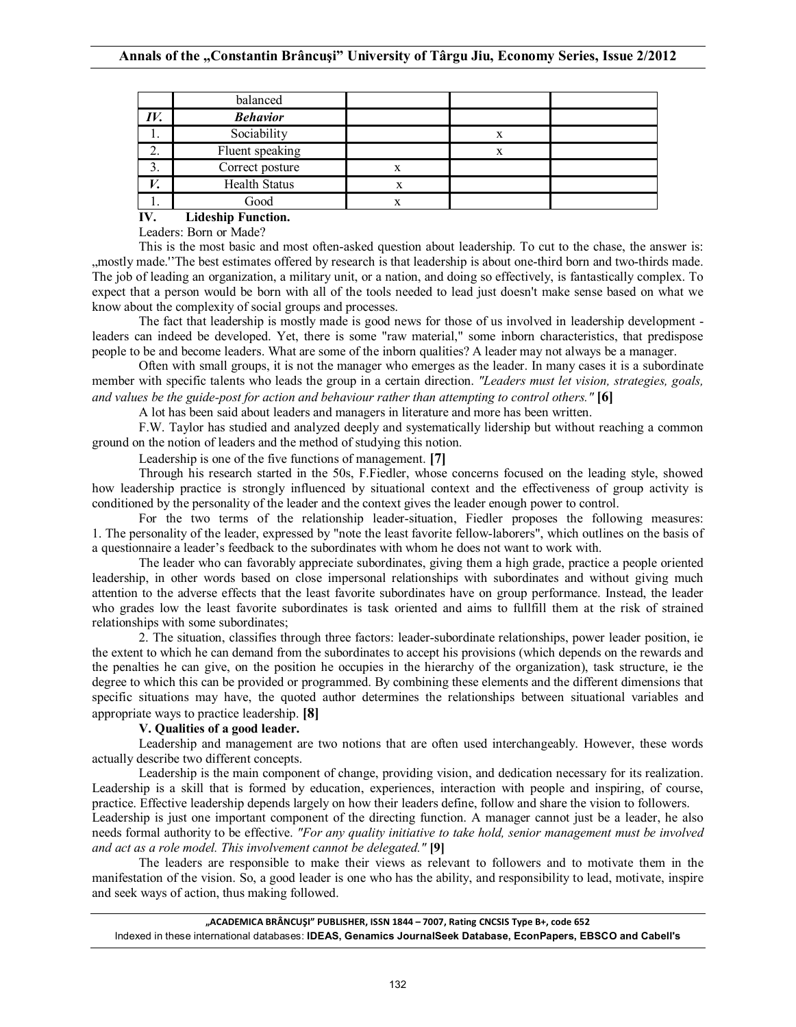|  | balanced |  |  |  |
|---|---|---|---|---|
| *IV.* | ***Behavior*** |  |  |  |
| 1. | Sociability |  | x |  |
| 2. | Fluent speaking |  | x |  |
| 3. | Correct posture | x |  |  |
| *V.* | Health Status | x |  |  |
| 1. | Good | x |  |  |

**IV. Lideship Function.**

Leaders: Born or Made?

This is the most basic and most often-asked question about leadership. To cut to the chase, the answer is: „mostly made.''The best estimates offered by research is that leadership is about one-third born and two-thirds made. The job of leading an organization, a military unit, or a nation, and doing so effectively, is fantastically complex. To expect that a person would be born with all of the tools needed to lead just doesn't make sense based on what we know about the complexity of social groups and processes.

The fact that leadership is mostly made is good news for those of us involved in leadership development - leaders can indeed be developed. Yet, there is some "raw material," some inborn characteristics, that predispose people to be and become leaders. What are some of the inborn qualities? A leader may not always be a manager.

Often with small groups, it is not the manager who emerges as the leader. In many cases it is a subordinate member with specific talents who leads the group in a certain direction. *"Leaders must let vision, strategies, goals, and values be the guide-post for action and behaviour rather than attempting to control others."* **[6]**

A lot has been said about leaders and managers in literature and more has been written.

F.W. Taylor has studied and analyzed deeply and systematically lidership but without reaching a common ground on the notion of leaders and the method of studying this notion.

Leadership is one of the five functions of management. **[7]**

Through his research started in the 50s, F.Fiedler, whose concerns focused on the leading style, showed how leadership practice is strongly influenced by situational context and the effectiveness of group activity is conditioned by the personality of the leader and the context gives the leader enough power to control.

For the two terms of the relationship leader-situation, Fiedler proposes the following measures: 1. The personality of the leader, expressed by "note the least favorite fellow-laborers", which outlines on the basis of a questionnaire a leader's feedback to the subordinates with whom he does not want to work with.

The leader who can favorably appreciate subordinates, giving them a high grade, practice a people oriented leadership, in other words based on close impersonal relationships with subordinates and without giving much attention to the adverse effects that the least favorite subordinates have on group performance. Instead, the leader who grades low the least favorite subordinates is task oriented and aims to fullfill them at the risk of strained relationships with some subordinates;

2. The situation, classifies through three factors: leader-subordinate relationships, power leader position, ie the extent to which he can demand from the subordinates to accept his provisions (which depends on the rewards and the penalties he can give, on the position he occupies in the hierarchy of the organization), task structure, ie the degree to which this can be provided or programmed. By combining these elements and the different dimensions that specific situations may have, the quoted author determines the relationships between situational variables and appropriate ways to practice leadership. **[8]**

**V. Qualities of a good leader.**

Leadership and management are two notions that are often used interchangeably. However, these words actually describe two different concepts.

Leadership is the main component of change, providing vision, and dedication necessary for its realization. Leadership is a skill that is formed by education, experiences, interaction with people and inspiring, of course, practice. Effective leadership depends largely on how their leaders define, follow and share the vision to followers.

Leadership is just one important component of the directing function. A manager cannot just be a leader, he also needs formal authority to be effective. *"For any quality initiative to take hold, senior management must be involved and act as a role model. This involvement cannot be delegated."* **[9]**

The leaders are responsible to make their views as relevant to followers and to motivate them in the manifestation of the vision. So, a good leader is one who has the ability, and responsibility to lead, motivate, inspire and seek ways of action, thus making followed.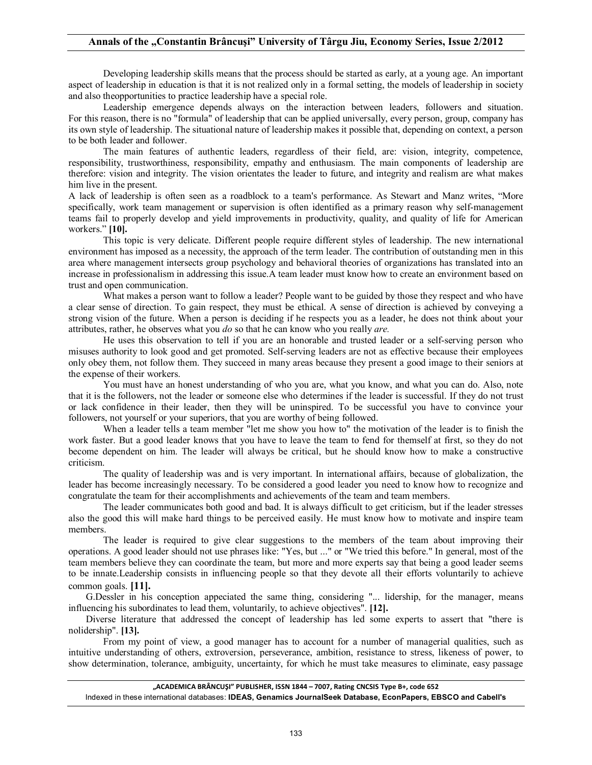Developing leadership skills means that the process should be started as early, at a young age. An important aspect of leadership in education is that it is not realized only in a formal setting, the models of leadership in society and also theopportunities to practice leadership have a special role.

Leadership emergence depends always on the interaction between leaders, followers and situation. For this reason, there is no "formula" of leadership that can be applied universally, every person, group, company has its own style of leadership. The situational nature of leadership makes it possible that, depending on context, a person to be both leader and follower.

The main features of authentic leaders, regardless of their field, are: vision, integrity, competence, responsibility, trustworthiness, responsibility, empathy and enthusiasm. The main components of leadership are therefore: vision and integrity. The vision orientates the leader to future, and integrity and realism are what makes him live in the present.

A lack of leadership is often seen as a roadblock to a team's performance. As Stewart and Manz writes, "More specifically, work team management or supervision is often identified as a primary reason why self-management teams fail to properly develop and yield improvements in productivity, quality, and quality of life for American workers." **[10].**

This topic is very delicate. Different people require different styles of leadership. The new international environment has imposed as a necessity, the approach of the term leader. The contribution of outstanding men in this area where management intersects group psychology and behavioral theories of organizations has translated into an increase in professionalism in addressing this issue.A team leader must know how to create an environment based on trust and open communication.

What makes a person want to follow a leader? People want to be guided by those they respect and who have a clear sense of direction. To gain respect, they must be ethical. A sense of direction is achieved by conveying a strong vision of the future. When a person is deciding if he respects you as a leader, he does not think about your attributes, rather, he observes what you *do* so that he can know who you really *are.*

He uses this observation to tell if you are an honorable and trusted leader or a self-serving person who misuses authority to look good and get promoted. Self-serving leaders are not as effective because their employees only obey them, not follow them. They succeed in many areas because they present a good image to their seniors at the expense of their workers.

You must have an honest understanding of who you are, what you know, and what you can do. Also, note that it is the followers, not the leader or someone else who determines if the leader is successful. If they do not trust or lack confidence in their leader, then they will be uninspired. To be successful you have to convince your followers, not yourself or your superiors, that you are worthy of being followed.

When a leader tells a team member "let me show you how to" the motivation of the leader is to finish the work faster. But a good leader knows that you have to leave the team to fend for themself at first, so they do not become dependent on him. The leader will always be critical, but he should know how to make a constructive criticism.

The quality of leadership was and is very important. In international affairs, because of globalization, the leader has become increasingly necessary. To be considered a good leader you need to know how to recognize and congratulate the team for their accomplishments and achievements of the team and team members.

The leader communicates both good and bad. It is always difficult to get criticism, but if the leader stresses also the good this will make hard things to be perceived easily. He must know how to motivate and inspire team members.

The leader is required to give clear suggestions to the members of the team about improving their operations. A good leader should not use phrases like: "Yes, but ..." or "We tried this before." In general, most of the team members believe they can coordinate the team, but more and more experts say that being a good leader seems to be innate.Leadership consists in influencing people so that they devote all their efforts voluntarily to achieve common goals. **[11].**

G.Dessler in his conception appeciated the same thing, considering "... lidership, for the manager, means influencing his subordinates to lead them, voluntarily, to achieve objectives". **[12].**

Diverse literature that addressed the concept of leadership has led some experts to assert that "there is nolidership". **[13].**

From my point of view, a good manager has to account for a number of managerial qualities, such as intuitive understanding of others, extroversion, perseverance, ambition, resistance to stress, likeness of power, to show determination, tolerance, ambiguity, uncertainty, for which he must take measures to eliminate, easy passage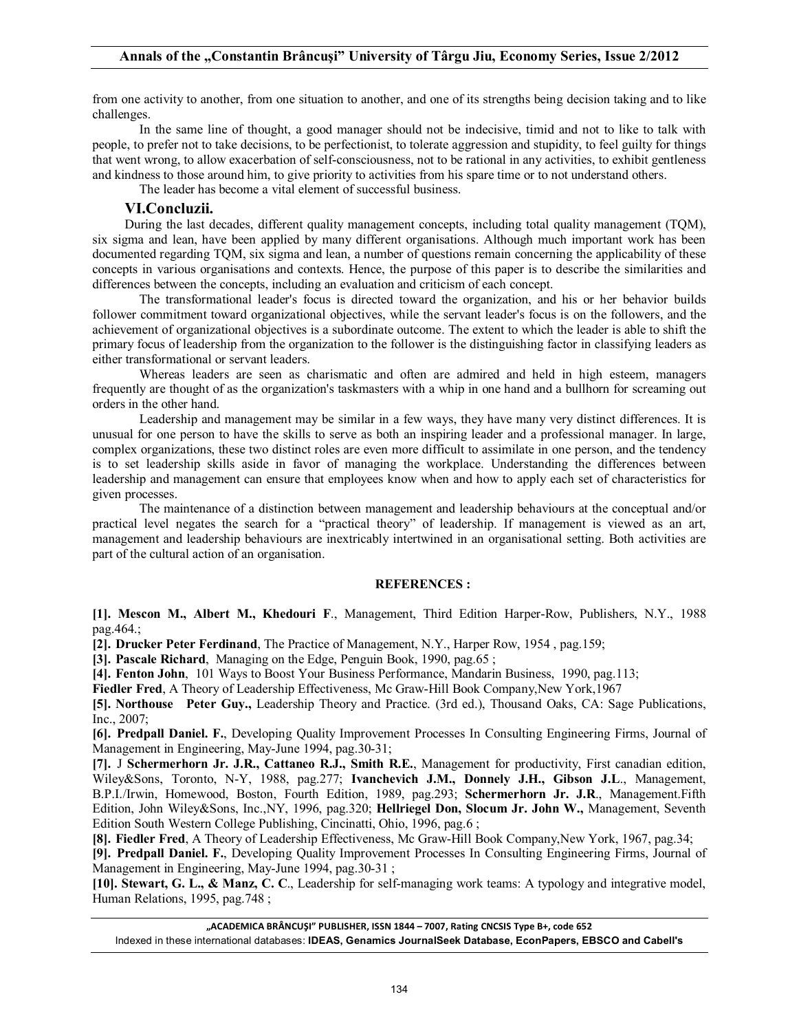from one activity to another, from one situation to another, and one of its strengths being decision taking and to like challenges.

In the same line of thought, a good manager should not be indecisive, timid and not to like to talk with people, to prefer not to take decisions, to be perfectionist, to tolerate aggression and stupidity, to feel guilty for things that went wrong, to allow exacerbation of self-consciousness, not to be rational in any activities, to exhibit gentleness and kindness to those around him, to give priority to activities from his spare time or to not understand others.

The leader has become a vital element of successful business.

## VI.Concluzii.

During the last decades, different quality management concepts, including total quality management (TQM), six sigma and lean, have been applied by many different organisations. Although much important work has been documented regarding TQM, six sigma and lean, a number of questions remain concerning the applicability of these concepts in various organisations and contexts. Hence, the purpose of this paper is to describe the similarities and differences between the concepts, including an evaluation and criticism of each concept.

The transformational leader's focus is directed toward the organization, and his or her behavior builds follower commitment toward organizational objectives, while the servant leader's focus is on the followers, and the achievement of organizational objectives is a subordinate outcome. The extent to which the leader is able to shift the primary focus of leadership from the organization to the follower is the distinguishing factor in classifying leaders as either transformational or servant leaders.

Whereas leaders are seen as charismatic and often are admired and held in high esteem, managers frequently are thought of as the organization's taskmasters with a whip in one hand and a bullhorn for screaming out orders in the other hand.

Leadership and management may be similar in a few ways, they have many very distinct differences. It is unusual for one person to have the skills to serve as both an inspiring leader and a professional manager. In large, complex organizations, these two distinct roles are even more difficult to assimilate in one person, and the tendency is to set leadership skills aside in favor of managing the workplace. Understanding the differences between leadership and management can ensure that employees know when and how to apply each set of characteristics for given processes.

The maintenance of a distinction between management and leadership behaviours at the conceptual and/or practical level negates the search for a "practical theory" of leadership. If management is viewed as an art, management and leadership behaviours are inextricably intertwined in an organisational setting. Both activities are part of the cultural action of an organisation.

### REFERENCES :

**[1]. Mescon M., Albert M., Khedouri F**., Management, Third Edition Harper-Row, Publishers, N.Y., 1988 pag.464.;

**[2]. Drucker Peter Ferdinand**, The Practice of Management, N.Y., Harper Row, 1954 , pag.159;

**[3]. Pascale Richard**, Managing on the Edge, Penguin Book, 1990, pag.65 ;

**[4]. Fenton John**, 101 Ways to Boost Your Business Performance, Mandarin Business, 1990, pag.113;

**Fiedler Fred**, A Theory of Leadership Effectiveness, Mc Graw-Hill Book Company,New York,1967

**[5]. Northouse Peter Guy.,** Leadership Theory and Practice. (3rd ed.), Thousand Oaks, CA: Sage Publications, Inc., 2007;

**[6]. Predpall Daniel. F.**, Developing Quality Improvement Processes In Consulting Engineering Firms, Journal of Management in Engineering, May-June 1994, pag.30-31;

**[7].** J **Schermerhorn Jr. J.R., Cattaneo R.J., Smith R.E.**, Management for productivity, First canadian edition, Wiley&Sons, Toronto, N-Y, 1988, pag.277; **Ivanchevich J.M., Donnely J.H., Gibson J.L**., Management, B.P.I./Irwin, Homewood, Boston, Fourth Edition, 1989, pag.293; **Schermerhorn Jr. J.R**., Management.Fifth Edition, John Wiley&Sons, Inc.,NY, 1996, pag.320; **Hellriegel Don, Slocum Jr. John W.,** Management, Seventh Edition South Western College Publishing, Cincinatti, Ohio, 1996, pag.6 ;

**[8]. Fiedler Fred**, A Theory of Leadership Effectiveness, Mc Graw-Hill Book Company,New York, 1967, pag.34;

**[9]. Predpall Daniel. F.**, Developing Quality Improvement Processes In Consulting Engineering Firms, Journal of Management in Engineering, May-June 1994, pag.30-31 ;

**[10]. Stewart, G. L., & Manz, C. C**., Leadership for self-managing work teams: A typology and integrative model, Human Relations, 1995, pag.748 ;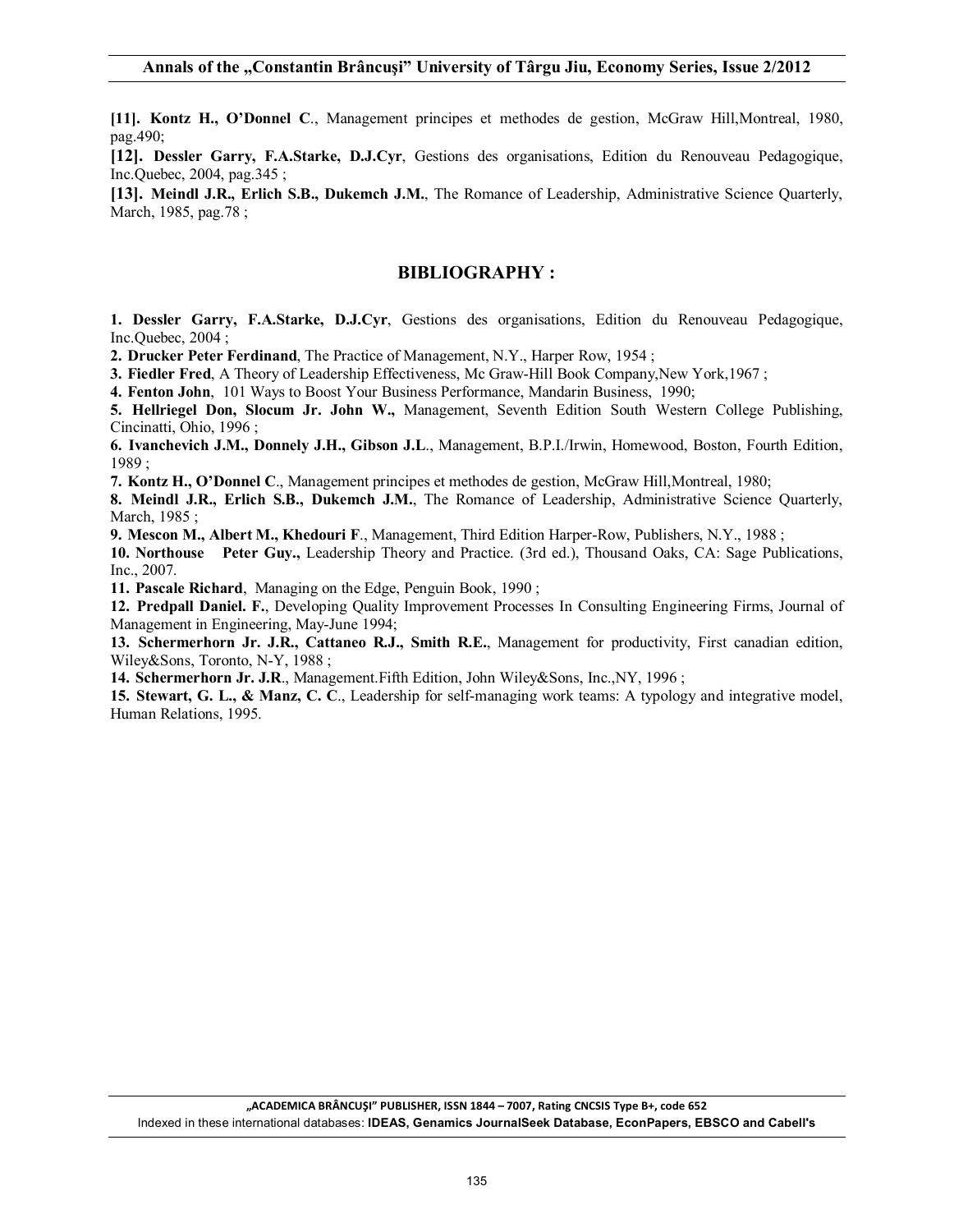**[11]. Kontz H., O'Donnel C**., Management principes et methodes de gestion, McGraw Hill,Montreal, 1980, pag.490;

**[12]. Dessler Garry, F.A.Starke, D.J.Cyr**, Gestions des organisations, Edition du Renouveau Pedagogique, Inc.Quebec, 2004, pag.345 ;

**[13]. Meindl J.R., Erlich S.B., Dukemch J.M.**, The Romance of Leadership, Administrative Science Quarterly, March, 1985, pag.78 ;

## BIBLIOGRAPHY :

**1. Dessler Garry, F.A.Starke, D.J.Cyr**, Gestions des organisations, Edition du Renouveau Pedagogique, Inc.Quebec, 2004 ;

**2. Drucker Peter Ferdinand**, The Practice of Management, N.Y., Harper Row, 1954 ;

**3. Fiedler Fred**, A Theory of Leadership Effectiveness, Mc Graw-Hill Book Company,New York,1967 ;

**4. Fenton John**, 101 Ways to Boost Your Business Performance, Mandarin Business, 1990;

**5. Hellriegel Don, Slocum Jr. John W.,** Management, Seventh Edition South Western College Publishing, Cincinatti, Ohio, 1996 ;

**6. Ivanchevich J.M., Donnely J.H., Gibson J.L**., Management, B.P.I./Irwin, Homewood, Boston, Fourth Edition, 1989 ;

**7. Kontz H., O'Donnel C**., Management principes et methodes de gestion, McGraw Hill,Montreal, 1980;

**8. Meindl J.R., Erlich S.B., Dukemch J.M.**, The Romance of Leadership, Administrative Science Quarterly, March, 1985 ;

**9. Mescon M., Albert M., Khedouri F**., Management, Third Edition Harper-Row, Publishers, N.Y., 1988 ;

**10. Northouse Peter Guy.,** Leadership Theory and Practice. (3rd ed.), Thousand Oaks, CA: Sage Publications, Inc., 2007.

**11. Pascale Richard**, Managing on the Edge, Penguin Book, 1990 ;

**12. Predpall Daniel. F.**, Developing Quality Improvement Processes In Consulting Engineering Firms, Journal of Management in Engineering, May-June 1994;

**13. Schermerhorn Jr. J.R., Cattaneo R.J., Smith R.E.**, Management for productivity, First canadian edition, Wiley&Sons, Toronto, N-Y, 1988 ;

**14. Schermerhorn Jr. J.R**., Management.Fifth Edition, John Wiley&Sons, Inc.,NY, 1996 ;

**15. Stewart, G. L., & Manz, C. C**., Leadership for self-managing work teams: A typology and integrative model, Human Relations, 1995.